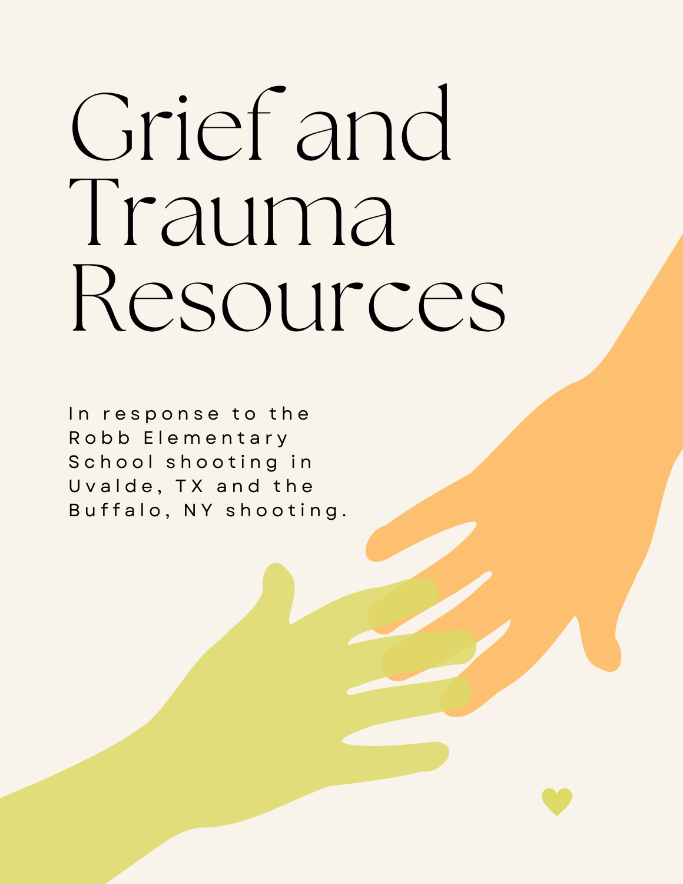# Grief and Trauma Resources

In response to the Robb Elementary School shooting in Uvalde, TX and the Buffalo, NY shooting.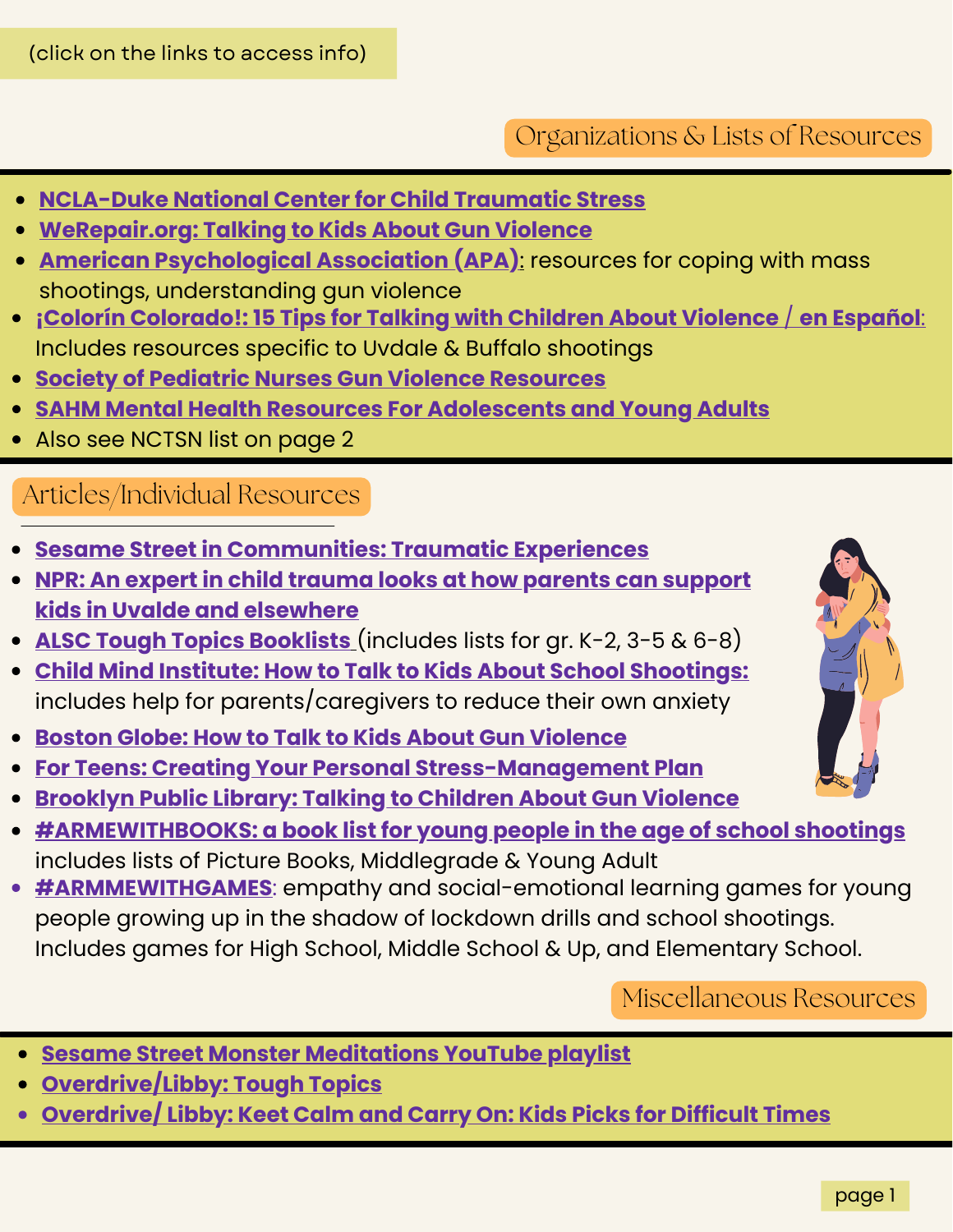(click on the links to access info)

## Organizations & Lists of Resources

- **NCLA-Duke National Center for Child Traumatic Stress**
- **WeRepair.org: Talking to Kids About Gun Violence**
- **American Psychological Association (APA):** resources for coping with mass shootings, understanding gun violence
- **¡Colorín Colorado!: 15 Tips for Talking with Children About Violence / en Español:** Includes resources specific to Uvdale & Buffalo shootings
- **Society of Pediatric Nurses Gun Violence Resources**
- **SAHM Mental Health Resources For Adolescents and Young Adults**
- Also see NCTSN list on page 2

## Articles/Individual Resources

- **Sesame Street in Communities: Traumatic Experiences**
- **NPR: An expert in child trauma looks at how parents can support kids in Uvalde and elsewhere**
- **ALSC Tough Topics Booklists** (includes lists for gr. K-2, 3-5 & 6-8)
- **Child Mind Institute: How to Talk to Kids About School Shootings:** includes help for parents/caregivers to reduce their own anxiety
- **Boston Globe: How to Talk to Kids About Gun Violence**
- **For Teens: Creating Your Personal Stress-Management Plan**
- **Brooklyn Public Library: Talking to Children About Gun Violence**
- **#ARMEWITHBOOKS: a book list for young people in the age of school shootings** includes lists of Picture Books, Middlegrade & Young Adult
- **#ARMMEWITHGAMES**: empathy and social-emotional learning games for young people growing up in the shadow of lockdown drills and school shootings. Includes games for High School, Middle School & Up, and Elementary School.

## Miscellaneous Resources

- **Sesame Street Monster Meditations YouTube playlist**
- **Overdrive/Libby: Tough Topics**
- **Overdrive/ Libby: Keet Calm and Carry On: Kids Picks for Difficult Times**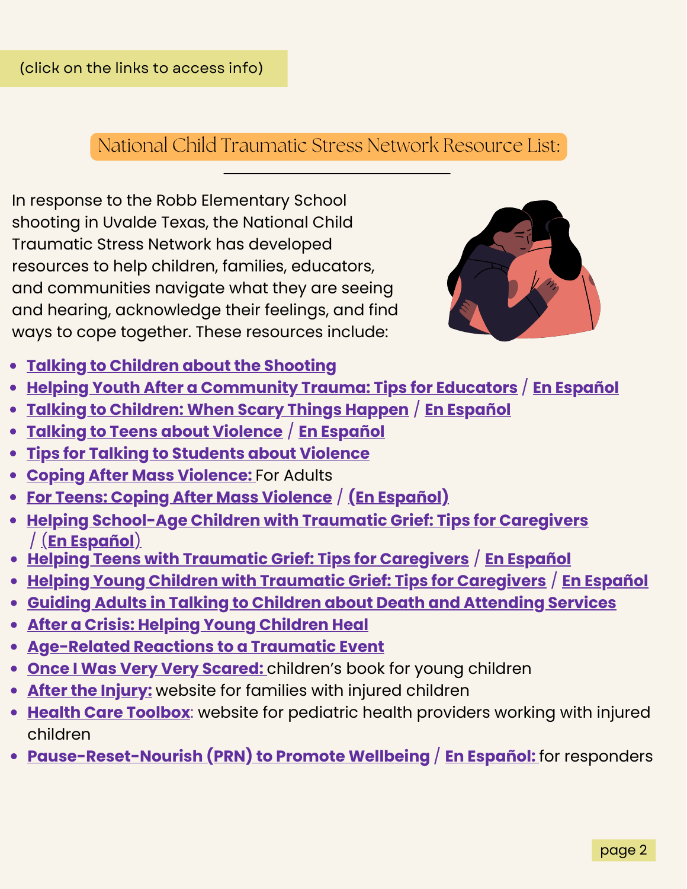(click on the links to access info)

## National Child Traumatic Stress Network Resource List:

In response to the Robb Elementary School shooting in Uvalde Texas, the National Child Traumatic Stress Network has developed resources to help children, families, educators, and communities navigate what they are seeing and hearing, acknowledge their feelings, and find ways to cope together. These resources include:

- **Talking to Children about the Shooting**
- **Helping Youth After a Community Trauma: Tips for Educators** / **En Español**
- **Talking to Children: When Scary Things Happen** / **En Español**
- **Talking to Teens about Violence** / **En Español**
- **Tips for Talking to Students about Violence**
- **Coping After Mass Violence:** For Adults
- **For Teens: Coping After Mass Violence** / **(En Español)**
- **Helping School-Age Children with Traumatic Grief: Tips for Caregivers** / **(En Español)**
- **Helping Teens with Traumatic Grief: Tips for Caregivers** / **En Español**
- **Helping Young Children with Traumatic Grief: Tips for Caregivers** / **En Español**
- **Guiding Adults in Talking to Children about Death and Attending Services**
- **After a Crisis: Helping Young Children Heal**
- **Age-Related Reactions to a Traumatic Event**
- **Once I Was Very Very Scared:** children's book for young children
- **After the Injury:** website for families with injured children
- **Health Care Toolbox**: website for pediatric health providers working with injured children
- **Pause-Reset-Nourish (PRN) to Promote Wellbeing** / **En Español:** for responders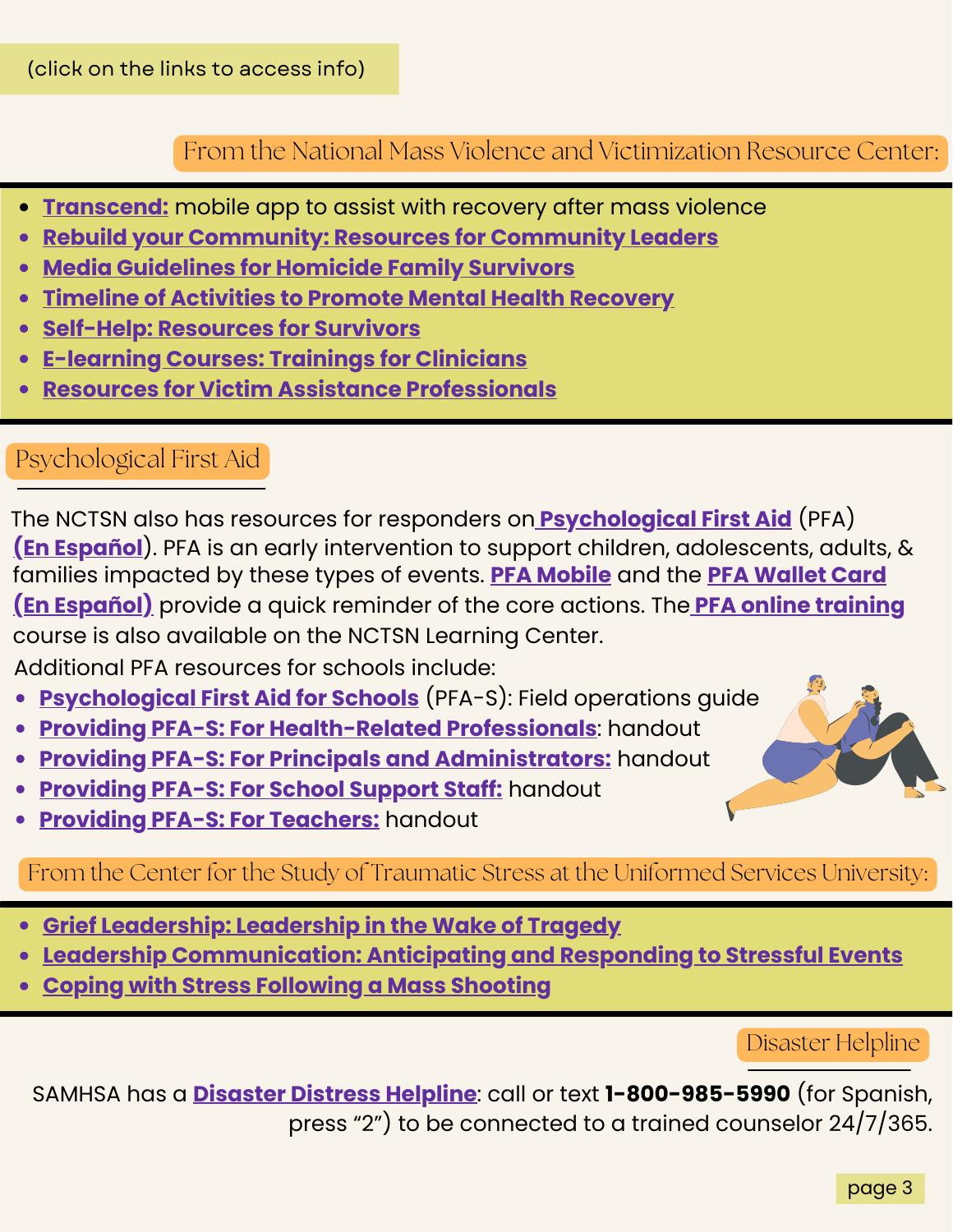(click on the links to access info)

## From the National Mass Violence and Victimization Resource Center:

- **Transcend:** mobile app to assist with recovery after mass violence
- **Rebuild your Community: Resources for Community Leaders**
- **Media Guidelines for Homicide Family Survivors**
- **Timeline of Activities to Promote Mental Health Recovery**
- **Self-Help: Resources for Survivors**
- **E-learning Courses: Trainings for Clinicians**
- **Resources for Victim Assistance Professionals**

## Psychological First Aid

The NCTSN also has resources for responders on **Psychological First Aid** (PFA) **(En Español)**. PFA is an early intervention to support children, adolescents, adults, & families impacted by these types of events. **PFA Mobile** and the **PFA Wallet Card (En Español)** provide a quick reminder of the core actions. The **PFA online training** course is also available on the NCTSN Learning Center.

Additional PFA resources for schools include:

- **Psychological First Aid for Schools** (PFA-S): Field operations guide
- **Providing PFA-S: For Health-Related Professionals**: handout
- **Providing PFA-S: For Principals and Administrators:** handout
- **Providing PFA-S: For School Support Staff:** handout
- **Providing PFA-S: For Teachers:** handout

## From the Center for the Study of Traumatic Stress at the Uniformed Services University:

- **Grief Leadership: Leadership in the Wake of Tragedy**
- **Leadership Communication: Anticipating and Responding to Stressful Events**
- **Coping with Stress Following a Mass Shooting**

## Disaster Helpline

SAMHSA has a **Disaster Distress Helpline**: call or text **1-800-985-5990** (for Spanish, press "2") to be connected to a trained counselor 24/7/365.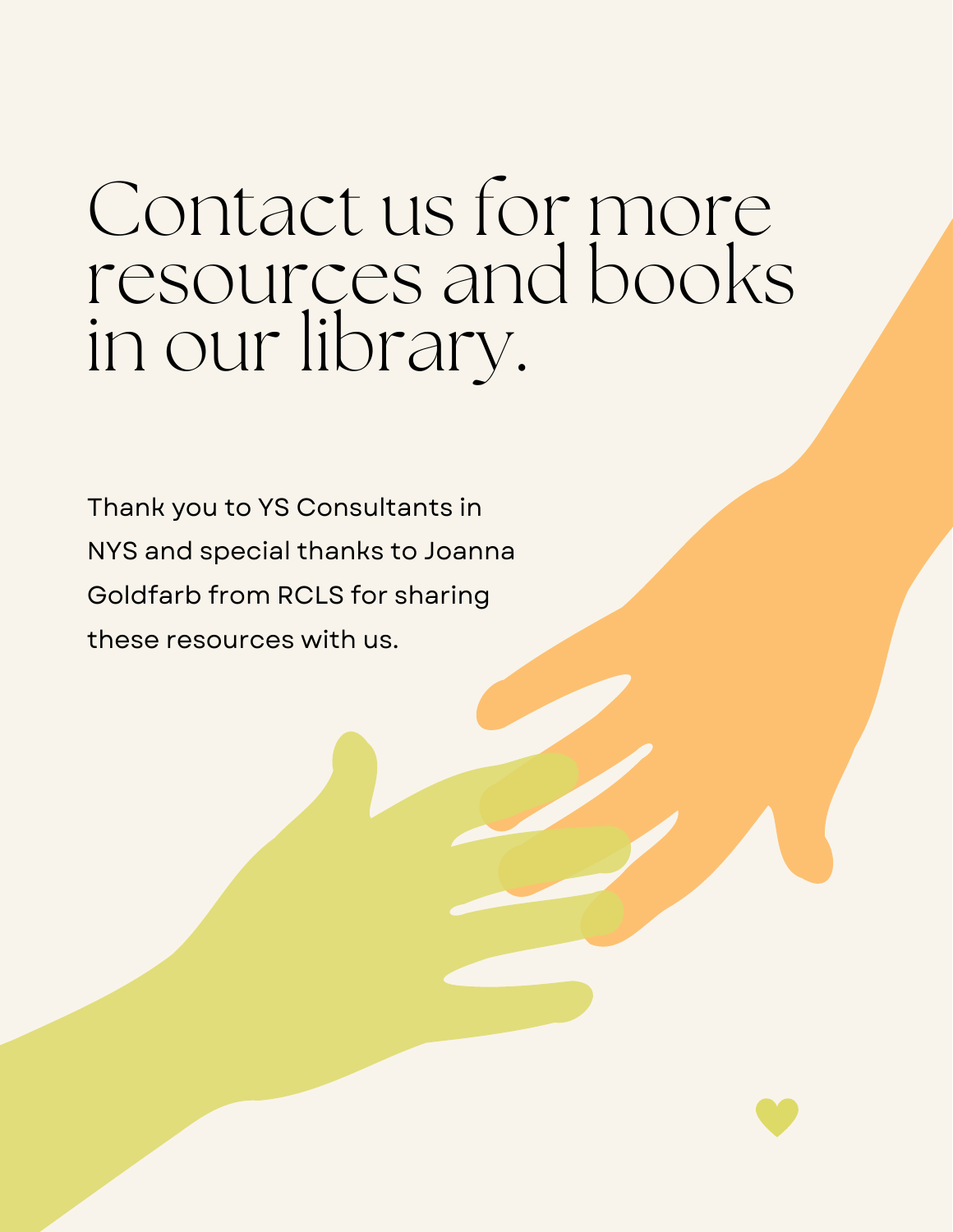# Contact us for more resources and books in our library.

Thank you to YS Consultants in NYS and special thanks to Joanna Goldfarb from RCLS for sharing these resources with us.